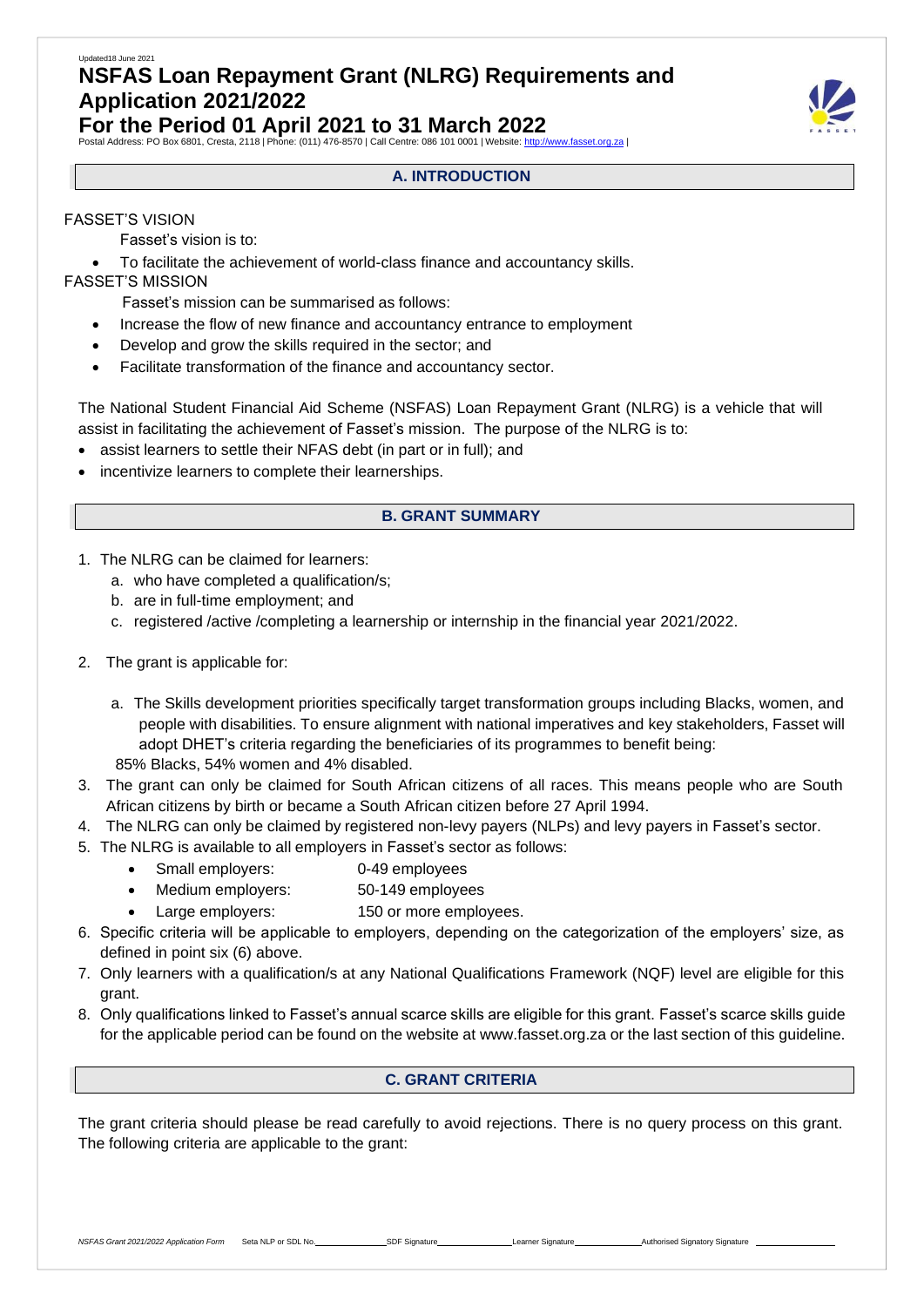Updated18 June 2021

# NSFAS Loan Repayment Grant (NLRG) Requirements and Application 2021/2022

# For the Period 01 April 2021 to 31 March 2022

Postal Address: PO Box 6801, Cresta, 2118 | Phone: (011) 476-8570 | Call Centre: 086 101 0001 | Website: http://www.fasset.org.za |

## A. INTRODUCTION

FASSET'S VISION

Fasset's vision is to:

- To facilitate the achievement of world-class finance and accountancy skills.

FASSET'S MISSION

Fasset's mission can be summarised as follows:

- Increase the flow of new finance and accountancy entrance to employment
- Develop and grow the skills required in the sector; and
- Facilitate transformation of the finance and accountancy sector.

The National Student Financial Aid Scheme (NSFAS) Loan Repayment Grant (NLRG) is a vehicle that will assist in facilitating the achievement of Fasset's mission. The purpose of the NLRG is to:

- assist learners to settle their NFAS debt (in part or in full); and
- incentivize learners to complete their learnerships.

## B. GRANT SUMMARY

1. The NLRG can be claimed for learners:
   a. who have completed a qualification/s;
   b. are in full-time employment; and
   c. registered /active /completing a learnership or internship in the financial year 2021/2022.
2. The grant is applicable for:
   a. The Skills development priorities specifically target transformation groups including Blacks, women, and people with disabilities. To ensure alignment with national imperatives and key stakeholders, Fasset will adopt DHET's criteria regarding the beneficiaries of its programmes to benefit being: 85% Blacks, 54% women and 4% disabled.
3. The grant can only be claimed for South African citizens of all races. This means people who are South African citizens by birth or became a South African citizen before 27 April 1994.
4. The NLRG can only be claimed by registered non-levy payers (NLPs) and levy payers in Fasset's sector.
5. The NLRG is available to all employers in Fasset's sector as follows:
   - Small employers: 0-49 employees
   - Medium employers: 50-149 employees
   - Large employers: 150 or more employees.
6. Specific criteria will be applicable to employers, depending on the categorization of the employers' size, as defined in point six (6) above.
7. Only learners with a qualification/s at any National Qualifications Framework (NQF) level are eligible for this grant.
8. Only qualifications linked to Fasset's annual scarce skills are eligible for this grant. Fasset's scarce skills guide for the applicable period can be found on the website at www.fasset.org.za or the last section of this guideline.

## C. GRANT CRITERIA

The grant criteria should please be read carefully to avoid rejections. There is no query process on this grant. The following criteria are applicable to the grant: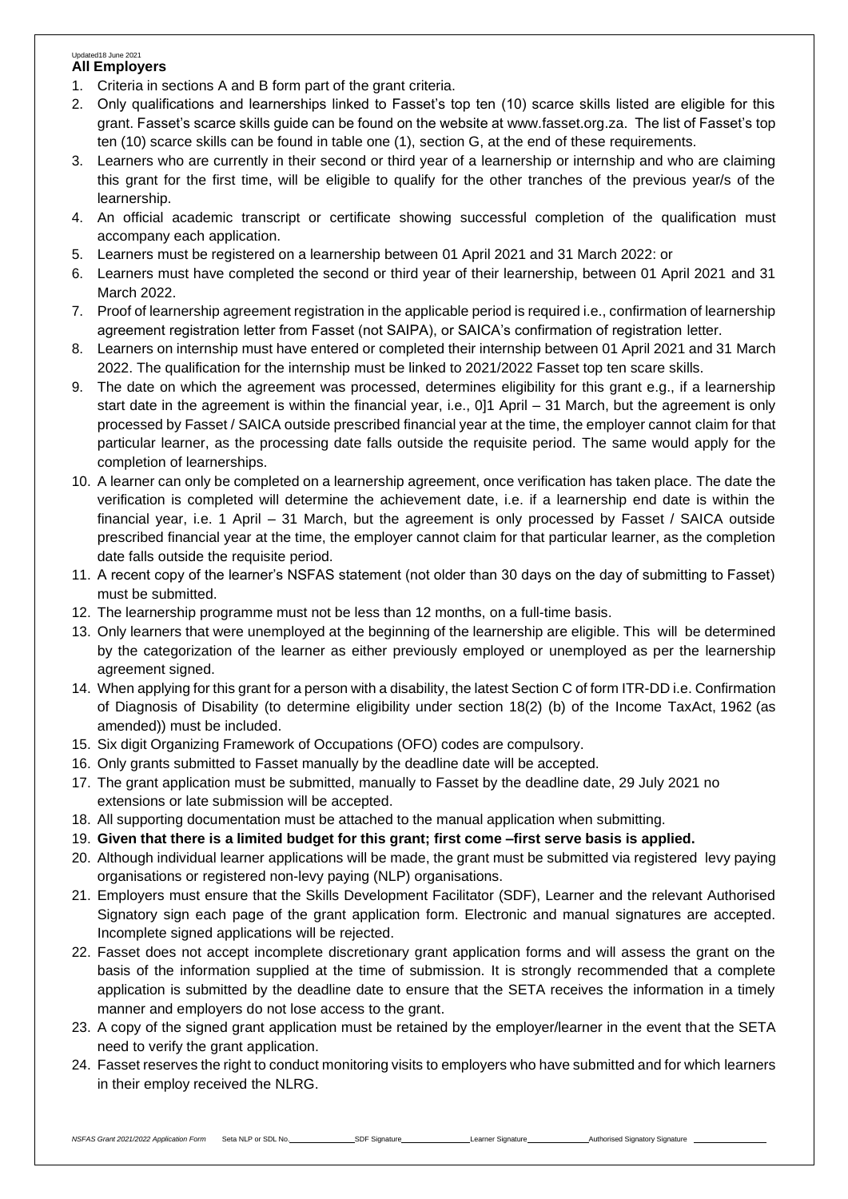Updated18 June 2021

**All Employers**

1. Criteria in sections A and B form part of the grant criteria.
2. Only qualifications and learnerships linked to Fasset's top ten (10) scarce skills listed are eligible for this grant. Fasset's scarce skills guide can be found on the website at www.fasset.org.za. The list of Fasset's top ten (10) scarce skills can be found in table one (1), section G, at the end of these requirements.
3. Learners who are currently in their second or third year of a learnership or internship and who are claiming this grant for the first time, will be eligible to qualify for the other tranches of the previous year/s of the learnership.
4. An official academic transcript or certificate showing successful completion of the qualification must accompany each application.
5. Learners must be registered on a learnership between 01 April 2021 and 31 March 2022: or
6. Learners must have completed the second or third year of their learnership, between 01 April 2021 and 31 March 2022.
7. Proof of learnership agreement registration in the applicable period is required i.e., confirmation of learnership agreement registration letter from Fasset (not SAIPA), or SAICA's confirmation of registration letter.
8. Learners on internship must have entered or completed their internship between 01 April 2021 and 31 March 2022. The qualification for the internship must be linked to 2021/2022 Fasset top ten scare skills.
9. The date on which the agreement was processed, determines eligibility for this grant e.g., if a learnership start date in the agreement is within the financial year, i.e., 0]1 April – 31 March, but the agreement is only processed by Fasset / SAICA outside prescribed financial year at the time, the employer cannot claim for that particular learner, as the processing date falls outside the requisite period. The same would apply for the completion of learnerships.
10. A learner can only be completed on a learnership agreement, once verification has taken place. The date the verification is completed will determine the achievement date, i.e. if a learnership end date is within the financial year, i.e. 1 April – 31 March, but the agreement is only processed by Fasset / SAICA outside prescribed financial year at the time, the employer cannot claim for that particular learner, as the completion date falls outside the requisite period.
11. A recent copy of the learner's NSFAS statement (not older than 30 days on the day of submitting to Fasset) must be submitted.
12. The learnership programme must not be less than 12 months, on a full-time basis.
13. Only learners that were unemployed at the beginning of the learnership are eligible. This will be determined by the categorization of the learner as either previously employed or unemployed as per the learnership agreement signed.
14. When applying for this grant for a person with a disability, the latest Section C of form ITR-DD i.e. Confirmation of Diagnosis of Disability (to determine eligibility under section 18(2) (b) of the Income TaxAct, 1962 (as amended)) must be included.
15. Six digit Organizing Framework of Occupations (OFO) codes are compulsory.
16. Only grants submitted to Fasset manually by the deadline date will be accepted.
17. The grant application must be submitted, manually to Fasset by the deadline date, 29 July 2021 no extensions or late submission will be accepted.
18. All supporting documentation must be attached to the manual application when submitting.
19. **Given that there is a limited budget for this grant; first come –first serve basis is applied.**
20. Although individual learner applications will be made, the grant must be submitted via registered levy paying organisations or registered non-levy paying (NLP) organisations.
21. Employers must ensure that the Skills Development Facilitator (SDF), Learner and the relevant Authorised Signatory sign each page of the grant application form. Electronic and manual signatures are accepted. Incomplete signed applications will be rejected.
22. Fasset does not accept incomplete discretionary grant application forms and will assess the grant on the basis of the information supplied at the time of submission. It is strongly recommended that a complete application is submitted by the deadline date to ensure that the SETA receives the information in a timely manner and employers do not lose access to the grant.
23. A copy of the signed grant application must be retained by the employer/learner in the event that the SETA need to verify the grant application.
24. Fasset reserves the right to conduct monitoring visits to employers who have submitted and for which learners in their employ received the NLRG.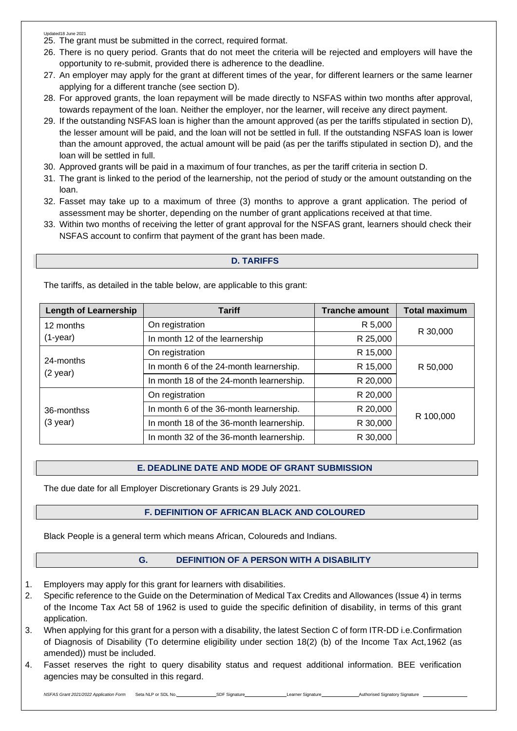25. The grant must be submitted in the correct, required format.
26. There is no query period. Grants that do not meet the criteria will be rejected and employers will have the opportunity to re-submit, provided there is adherence to the deadline.
27. An employer may apply for the grant at different times of the year, for different learners or the same learner applying for a different tranche (see section D).
28. For approved grants, the loan repayment will be made directly to NSFAS within two months after approval, towards repayment of the loan. Neither the employer, nor the learner, will receive any direct payment.
29. If the outstanding NSFAS loan is higher than the amount approved (as per the tariffs stipulated in section D), the lesser amount will be paid, and the loan will not be settled in full. If the outstanding NSFAS loan is lower than the amount approved, the actual amount will be paid (as per the tariffs stipulated in section D), and the loan will be settled in full.
30. Approved grants will be paid in a maximum of four tranches, as per the tariff criteria in section D.
31. The grant is linked to the period of the learnership, not the period of study or the amount outstanding on the loan.
32. Fasset may take up to a maximum of three (3) months to approve a grant application. The period of assessment may be shorter, depending on the number of grant applications received at that time.
33. Within two months of receiving the letter of grant approval for the NSFAS grant, learners should check their NSFAS account to confirm that payment of the grant has been made.

## D. TARIFFS

The tariffs, as detailed in the table below, are applicable to this grant:

| Length of Learnership | Tariff | Tranche amount | Total maximum |
|---|---|---|---|
| 12 months (1-year) | On registration | R 5,000 | R 30,000 |
| | In month 12 of the learnership | R 25,000 | |
| 24-months (2 year) | On registration | R 15,000 | R 50,000 |
| | In month 6 of the 24-month learnership. | R 15,000 | |
| | In month 18 of the 24-month learnership. | R 20,000 | |
| 36-monthss (3 year) | On registration | R 20,000 | R 100,000 |
| | In month 6 of the 36-month learnership. | R 20,000 | |
| | In month 18 of the 36-month learnership. | R 30,000 | |
| | In month 32 of the 36-month learnership. | R 30,000 | |

## E. DEADLINE DATE AND MODE OF GRANT SUBMISSION

The due date for all Employer Discretionary Grants is 29 July 2021.

## F. DEFINITION OF AFRICAN BLACK AND COLOURED

Black People is a general term which means African, Coloureds and Indians.

## G. DEFINITION OF A PERSON WITH A DISABILITY

1. Employers may apply for this grant for learners with disabilities.
2. Specific reference to the Guide on the Determination of Medical Tax Credits and Allowances (Issue 4) in terms of the Income Tax Act 58 of 1962 is used to guide the specific definition of disability, in terms of this grant application.
3. When applying for this grant for a person with a disability, the latest Section C of form ITR-DD i.e.Confirmation of Diagnosis of Disability (To determine eligibility under section 18(2) (b) of the Income Tax Act,1962 (as amended)) must be included.
4. Fasset reserves the right to query disability status and request additional information. BEE verification agencies may be consulted in this regard.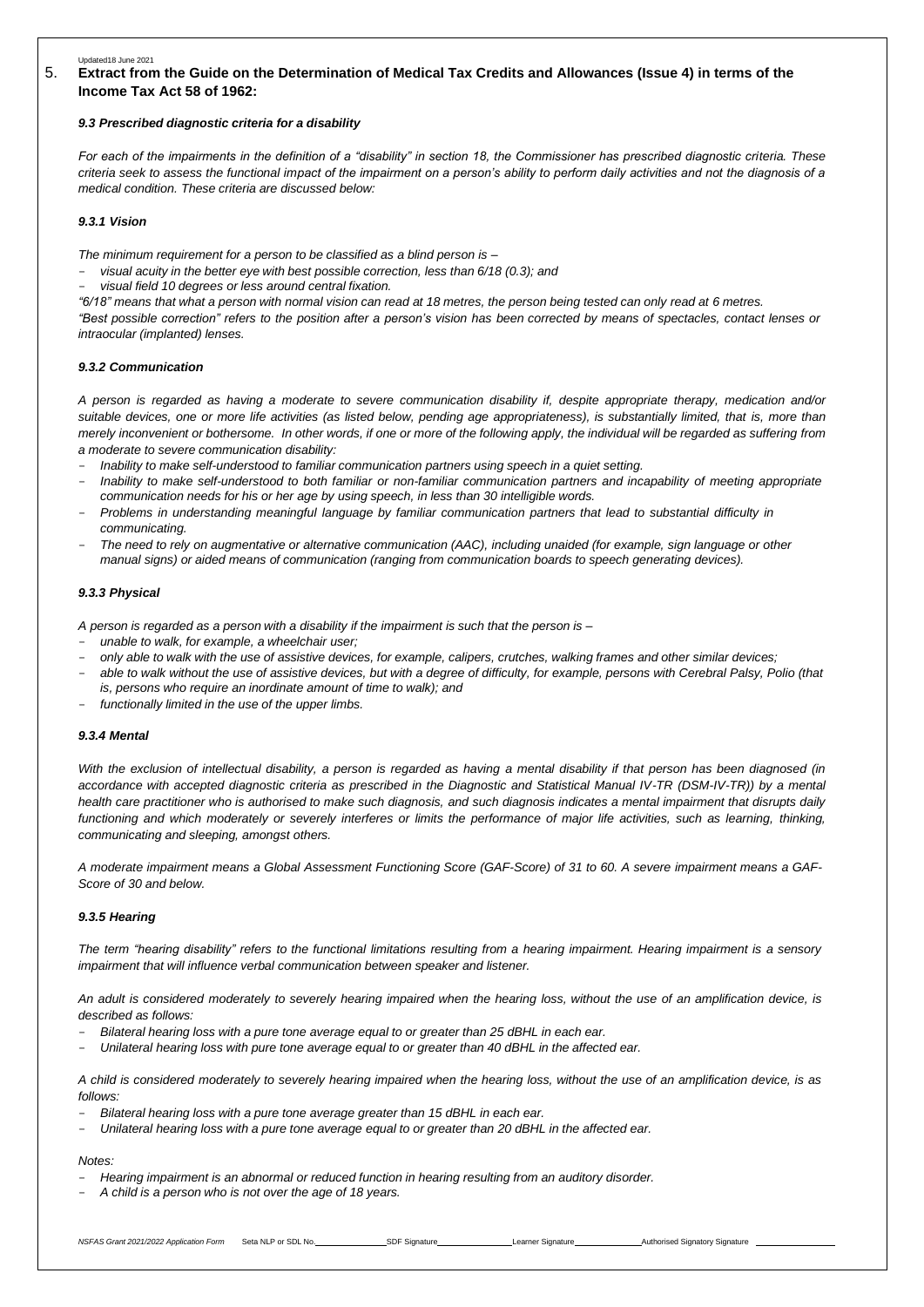## 5. Extract from the Guide on the Determination of Medical Tax Credits and Allowances (Issue 4) in terms of the Income Tax Act 58 of 1962:

### *9.3 Prescribed diagnostic criteria for a disability*

*For each of the impairments in the definition of a "disability" in section 18, the Commissioner has prescribed diagnostic criteria. These criteria seek to assess the functional impact of the impairment on a person's ability to perform daily activities and not the diagnosis of a medical condition. These criteria are discussed below:*

#### *9.3.1 Vision*

*The minimum requirement for a person to be classified as a blind person is –*

- *visual acuity in the better eye with best possible correction, less than 6/18 (0.3); and*
- *visual field 10 degrees or less around central fixation.*

*"6/18" means that what a person with normal vision can read at 18 metres, the person being tested can only read at 6 metres.*
*"Best possible correction" refers to the position after a person's vision has been corrected by means of spectacles, contact lenses or intraocular (implanted) lenses.*

#### *9.3.2 Communication*

*A person is regarded as having a moderate to severe communication disability if, despite appropriate therapy, medication and/or suitable devices, one or more life activities (as listed below, pending age appropriateness), is substantially limited, that is, more than merely inconvenient or bothersome. In other words, if one or more of the following apply, the individual will be regarded as suffering from a moderate to severe communication disability:*

- *Inability to make self-understood to familiar communication partners using speech in a quiet setting.*
- *Inability to make self-understood to both familiar or non-familiar communication partners and incapability of meeting appropriate communication needs for his or her age by using speech, in less than 30 intelligible words.*
- *Problems in understanding meaningful language by familiar communication partners that lead to substantial difficulty in communicating.*
- *The need to rely on augmentative or alternative communication (AAC), including unaided (for example, sign language or other manual signs) or aided means of communication (ranging from communication boards to speech generating devices).*

#### *9.3.3 Physical*

*A person is regarded as a person with a disability if the impairment is such that the person is –*

- *unable to walk, for example, a wheelchair user;*
- *only able to walk with the use of assistive devices, for example, calipers, crutches, walking frames and other similar devices;*
- *able to walk without the use of assistive devices, but with a degree of difficulty, for example, persons with Cerebral Palsy, Polio (that is, persons who require an inordinate amount of time to walk); and*
- *functionally limited in the use of the upper limbs.*

#### *9.3.4 Mental*

*With the exclusion of intellectual disability, a person is regarded as having a mental disability if that person has been diagnosed (in accordance with accepted diagnostic criteria as prescribed in the Diagnostic and Statistical Manual IV-TR (DSM-IV-TR)) by a mental health care practitioner who is authorised to make such diagnosis, and such diagnosis indicates a mental impairment that disrupts daily functioning and which moderately or severely interferes or limits the performance of major life activities, such as learning, thinking, communicating and sleeping, amongst others.*

*A moderate impairment means a Global Assessment Functioning Score (GAF-Score) of 31 to 60. A severe impairment means a GAF-Score of 30 and below.*

#### *9.3.5 Hearing*

*The term "hearing disability" refers to the functional limitations resulting from a hearing impairment. Hearing impairment is a sensory impairment that will influence verbal communication between speaker and listener.*

*An adult is considered moderately to severely hearing impaired when the hearing loss, without the use of an amplification device, is described as follows:*

- *Bilateral hearing loss with a pure tone average equal to or greater than 25 dBHL in each ear.*
- *Unilateral hearing loss with pure tone average equal to or greater than 40 dBHL in the affected ear.*

*A child is considered moderately to severely hearing impaired when the hearing loss, without the use of an amplification device, is as follows:*

- *Bilateral hearing loss with a pure tone average greater than 15 dBHL in each ear.*
- *Unilateral hearing loss with a pure tone average equal to or greater than 20 dBHL in the affected ear.*

*Notes:*

- *Hearing impairment is an abnormal or reduced function in hearing resulting from an auditory disorder.*
- *A child is a person who is not over the age of 18 years.*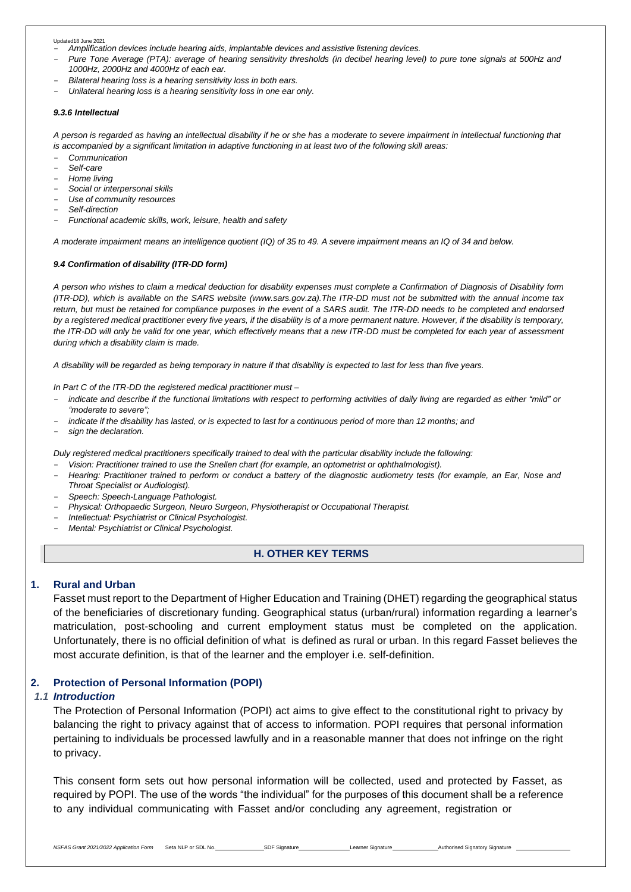- *Amplification devices include hearing aids, implantable devices and assistive listening devices.*
- *Pure Tone Average (PTA): average of hearing sensitivity thresholds (in decibel hearing level) to pure tone signals at 500Hz and 1000Hz, 2000Hz and 4000Hz of each ear.*
- *Bilateral hearing loss is a hearing sensitivity loss in both ears.*
- *Unilateral hearing loss is a hearing sensitivity loss in one ear only.*

#### *9.3.6 Intellectual*

*A person is regarded as having an intellectual disability if he or she has a moderate to severe impairment in intellectual functioning that is accompanied by a significant limitation in adaptive functioning in at least two of the following skill areas:*

- *Communication*
- *Self-care*
- *Home living*
- *Social or interpersonal skills*
- *Use of community resources*
- *Self-direction*
- *Functional academic skills, work, leisure, health and safety*

*A moderate impairment means an intelligence quotient (IQ) of 35 to 49. A severe impairment means an IQ of 34 and below.*

#### *9.4 Confirmation of disability (ITR-DD form)*

*A person who wishes to claim a medical deduction for disability expenses must complete a Confirmation of Diagnosis of Disability form (ITR-DD), which is available on the SARS website (www.sars.gov.za).The ITR-DD must not be submitted with the annual income tax return, but must be retained for compliance purposes in the event of a SARS audit. The ITR-DD needs to be completed and endorsed by a registered medical practitioner every five years, if the disability is of a more permanent nature. However, if the disability is temporary, the ITR-DD will only be valid for one year, which effectively means that a new ITR-DD must be completed for each year of assessment during which a disability claim is made.*

*A disability will be regarded as being temporary in nature if that disability is expected to last for less than five years.*

*In Part C of the ITR-DD the registered medical practitioner must –*

- *indicate and describe if the functional limitations with respect to performing activities of daily living are regarded as either "mild" or "moderate to severe";*
- *indicate if the disability has lasted, or is expected to last for a continuous period of more than 12 months; and*
- *sign the declaration.*

*Duly registered medical practitioners specifically trained to deal with the particular disability include the following:*

- *Vision: Practitioner trained to use the Snellen chart (for example, an optometrist or ophthalmologist).*
- *Hearing: Practitioner trained to perform or conduct a battery of the diagnostic audiometry tests (for example, an Ear, Nose and Throat Specialist or Audiologist).*
- *Speech: Speech-Language Pathologist.*
- *Physical: Orthopaedic Surgeon, Neuro Surgeon, Physiotherapist or Occupational Therapist.*
- *Intellectual: Psychiatrist or Clinical Psychologist.*
- *Mental: Psychiatrist or Clinical Psychologist.*

## H. OTHER KEY TERMS

### 1. Rural and Urban

Fasset must report to the Department of Higher Education and Training (DHET) regarding the geographical status of the beneficiaries of discretionary funding. Geographical status (urban/rural) information regarding a learner's matriculation, post-schooling and current employment status must be completed on the application. Unfortunately, there is no official definition of what is defined as rural or urban. In this regard Fasset believes the most accurate definition, is that of the learner and the employer i.e. self-definition.

### 2. Protection of Personal Information (POPI)

#### *1.1 Introduction*

The Protection of Personal Information (POPI) act aims to give effect to the constitutional right to privacy by balancing the right to privacy against that of access to information. POPI requires that personal information pertaining to individuals be processed lawfully and in a reasonable manner that does not infringe on the right to privacy.

This consent form sets out how personal information will be collected, used and protected by Fasset, as required by POPI. The use of the words "the individual" for the purposes of this document shall be a reference to any individual communicating with Fasset and/or concluding any agreement, registration or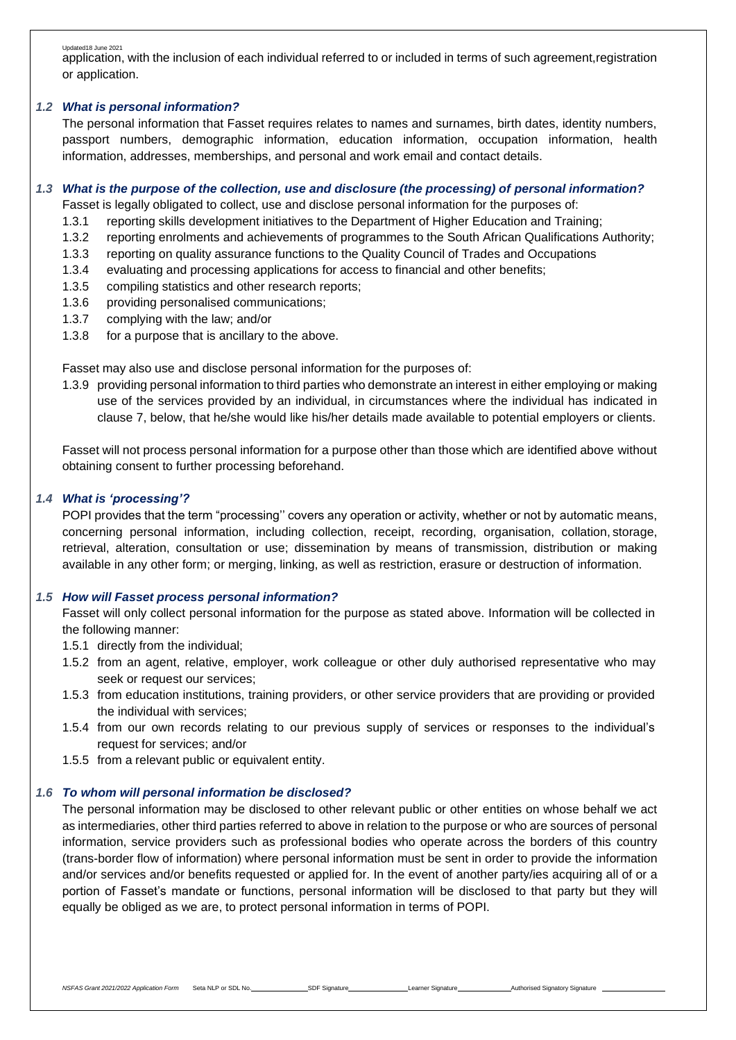application, with the inclusion of each individual referred to or included in terms of such agreement,registration or application.

### *1.2 What is personal information?*

The personal information that Fasset requires relates to names and surnames, birth dates, identity numbers, passport numbers, demographic information, education information, occupation information, health information, addresses, memberships, and personal and work email and contact details.

### *1.3 What is the purpose of the collection, use and disclosure (the processing) of personal information?*

Fasset is legally obligated to collect, use and disclose personal information for the purposes of:

1.3.1 reporting skills development initiatives to the Department of Higher Education and Training;
1.3.2 reporting enrolments and achievements of programmes to the South African Qualifications Authority;
1.3.3 reporting on quality assurance functions to the Quality Council of Trades and Occupations
1.3.4 evaluating and processing applications for access to financial and other benefits;
1.3.5 compiling statistics and other research reports;
1.3.6 providing personalised communications;
1.3.7 complying with the law; and/or
1.3.8 for a purpose that is ancillary to the above.

Fasset may also use and disclose personal information for the purposes of:

1.3.9 providing personal information to third parties who demonstrate an interest in either employing or making use of the services provided by an individual, in circumstances where the individual has indicated in clause 7, below, that he/she would like his/her details made available to potential employers or clients.

Fasset will not process personal information for a purpose other than those which are identified above without obtaining consent to further processing beforehand.

### *1.4 What is 'processing'?*

POPI provides that the term "processing'' covers any operation or activity, whether or not by automatic means, concerning personal information, including collection, receipt, recording, organisation, collation, storage, retrieval, alteration, consultation or use; dissemination by means of transmission, distribution or making available in any other form; or merging, linking, as well as restriction, erasure or destruction of information.

### *1.5 How will Fasset process personal information?*

Fasset will only collect personal information for the purpose as stated above. Information will be collected in the following manner:

1.5.1 directly from the individual;
1.5.2 from an agent, relative, employer, work colleague or other duly authorised representative who may seek or request our services;
1.5.3 from education institutions, training providers, or other service providers that are providing or provided the individual with services;
1.5.4 from our own records relating to our previous supply of services or responses to the individual's request for services; and/or
1.5.5 from a relevant public or equivalent entity.

### *1.6 To whom will personal information be disclosed?*

The personal information may be disclosed to other relevant public or other entities on whose behalf we act as intermediaries, other third parties referred to above in relation to the purpose or who are sources of personal information, service providers such as professional bodies who operate across the borders of this country (trans-border flow of information) where personal information must be sent in order to provide the information and/or services and/or benefits requested or applied for. In the event of another party/ies acquiring all of or a portion of Fasset's mandate or functions, personal information will be disclosed to that party but they will equally be obliged as we are, to protect personal information in terms of POPI.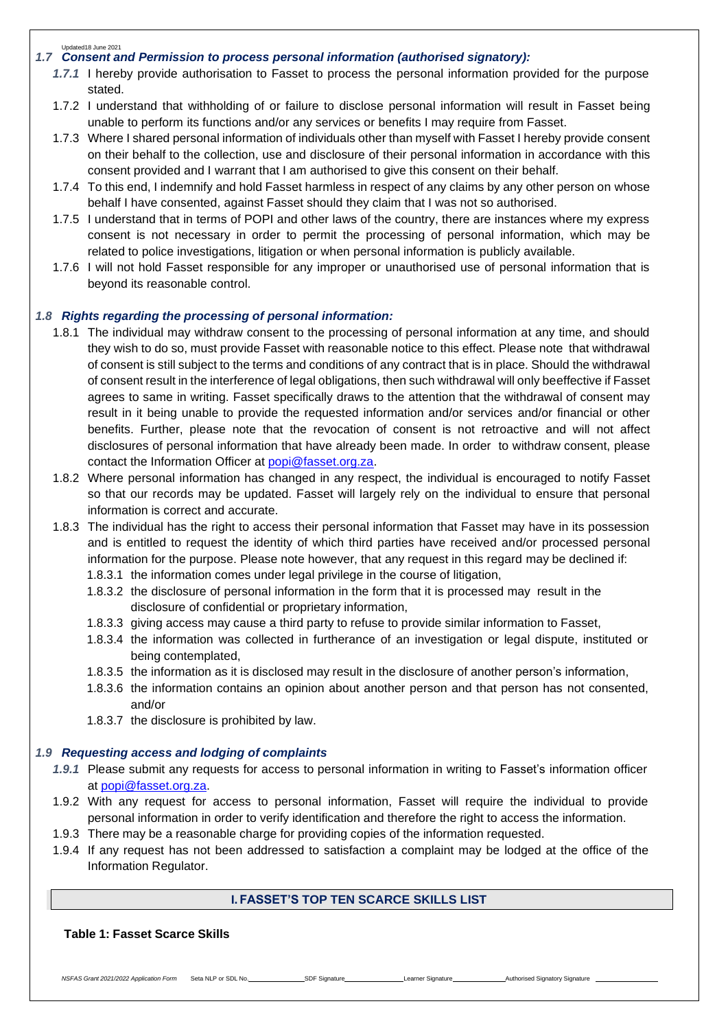### *1.7 Consent and Permission to process personal information (authorised signatory):*

*1.7.1* I hereby provide authorisation to Fasset to process the personal information provided for the purpose stated.

1.7.2 I understand that withholding of or failure to disclose personal information will result in Fasset being unable to perform its functions and/or any services or benefits I may require from Fasset.

1.7.3 Where I shared personal information of individuals other than myself with Fasset I hereby provide consent on their behalf to the collection, use and disclosure of their personal information in accordance with this consent provided and I warrant that I am authorised to give this consent on their behalf.

1.7.4 To this end, I indemnify and hold Fasset harmless in respect of any claims by any other person on whose behalf I have consented, against Fasset should they claim that I was not so authorised.

1.7.5 I understand that in terms of POPI and other laws of the country, there are instances where my express consent is not necessary in order to permit the processing of personal information, which may be related to police investigations, litigation or when personal information is publicly available.

1.7.6 I will not hold Fasset responsible for any improper or unauthorised use of personal information that is beyond its reasonable control.

### *1.8 Rights regarding the processing of personal information:*

1.8.1 The individual may withdraw consent to the processing of personal information at any time, and should they wish to do so, must provide Fasset with reasonable notice to this effect. Please note that withdrawal of consent is still subject to the terms and conditions of any contract that is in place. Should the withdrawal of consent result in the interference of legal obligations, then such withdrawal will only beeffective if Fasset agrees to same in writing. Fasset specifically draws to the attention that the withdrawal of consent may result in it being unable to provide the requested information and/or services and/or financial or other benefits. Further, please note that the revocation of consent is not retroactive and will not affect disclosures of personal information that have already been made. In order to withdraw consent, please contact the Information Officer at popi@fasset.org.za.

1.8.2 Where personal information has changed in any respect, the individual is encouraged to notify Fasset so that our records may be updated. Fasset will largely rely on the individual to ensure that personal information is correct and accurate.

1.8.3 The individual has the right to access their personal information that Fasset may have in its possession and is entitled to request the identity of which third parties have received and/or processed personal information for the purpose. Please note however, that any request in this regard may be declined if:

- 1.8.3.1 the information comes under legal privilege in the course of litigation,
- 1.8.3.2 the disclosure of personal information in the form that it is processed may result in the disclosure of confidential or proprietary information,
- 1.8.3.3 giving access may cause a third party to refuse to provide similar information to Fasset,
- 1.8.3.4 the information was collected in furtherance of an investigation or legal dispute, instituted or being contemplated,
- 1.8.3.5 the information as it is disclosed may result in the disclosure of another person's information,
- 1.8.3.6 the information contains an opinion about another person and that person has not consented, and/or
- 1.8.3.7 the disclosure is prohibited by law.

### *1.9 Requesting access and lodging of complaints*

*1.9.1* Please submit any requests for access to personal information in writing to Fasset's information officer at popi@fasset.org.za.

1.9.2 With any request for access to personal information, Fasset will require the individual to provide personal information in order to verify identification and therefore the right to access the information.

1.9.3 There may be a reasonable charge for providing copies of the information requested.

1.9.4 If any request has not been addressed to satisfaction a complaint may be lodged at the office of the Information Regulator.

## I. FASSET'S TOP TEN SCARCE SKILLS LIST

**Table 1: Fasset Scarce Skills**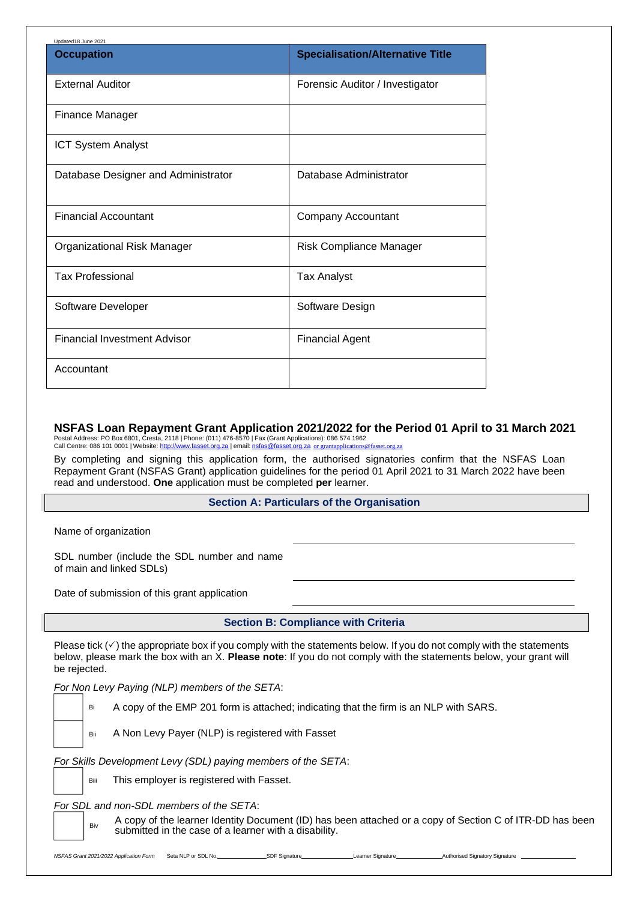Updated18 June 2021

| Occupation | Specialisation/Alternative Title |
|---|---|
| External Auditor | Forensic Auditor / Investigator |
| Finance Manager | |
| ICT System Analyst | |
| Database Designer and Administrator | Database Administrator |
| Financial Accountant | Company Accountant |
| Organizational Risk Manager | Risk Compliance Manager |
| Tax Professional | Tax Analyst |
| Software Developer | Software Design |
| Financial Investment Advisor | Financial Agent |
| Accountant | |

## NSFAS Loan Repayment Grant Application 2021/2022 for the Period 01 April to 31 March 2021

Postal Address: PO Box 6801, Cresta, 2118 | Phone: (011) 476-8570 | Fax (Grant Applications): 086 574 1962
Call Centre: 086 101 0001 | Website: http://www.fasset.org.za | email: nsfas@fasset.org.za or grantapplications@fasset.org.za

By completing and signing this application form, the authorised signatories confirm that the NSFAS Loan Repayment Grant (NSFAS Grant) application guidelines for the period 01 April 2021 to 31 March 2022 have been read and understood. **One** application must be completed **per** learner.

### Section A: Particulars of the Organisation

Name of organization ______________________________

SDL number (include the SDL number and name of main and linked SDLs) ______________________________

Date of submission of this grant application ______________________________

### Section B: Compliance with Criteria

Please tick (✓) the appropriate box if you comply with the statements below. If you do not comply with the statements below, please mark the box with an X. **Please note**: If you do not comply with the statements below, your grant will be rejected.

*For Non Levy Paying (NLP) members of the SETA*:

- [ ] Bi A copy of the EMP 201 form is attached; indicating that the firm is an NLP with SARS.
- [ ] Bii A Non Levy Payer (NLP) is registered with Fasset

*For Skills Development Levy (SDL) paying members of the SETA*:

- [ ] Biii This employer is registered with Fasset.

*For SDL and non-SDL members of the SETA*:

- [ ] Biv A copy of the learner Identity Document (ID) has been attached or a copy of Section C of ITR-DD has been submitted in the case of a learner with a disability.

*NSFAS Grant 2021/2022 Application Form* Seta NLP or SDL No.______________ SDF Signature______________ Learner Signature______________ Authorised Signatory Signature ______________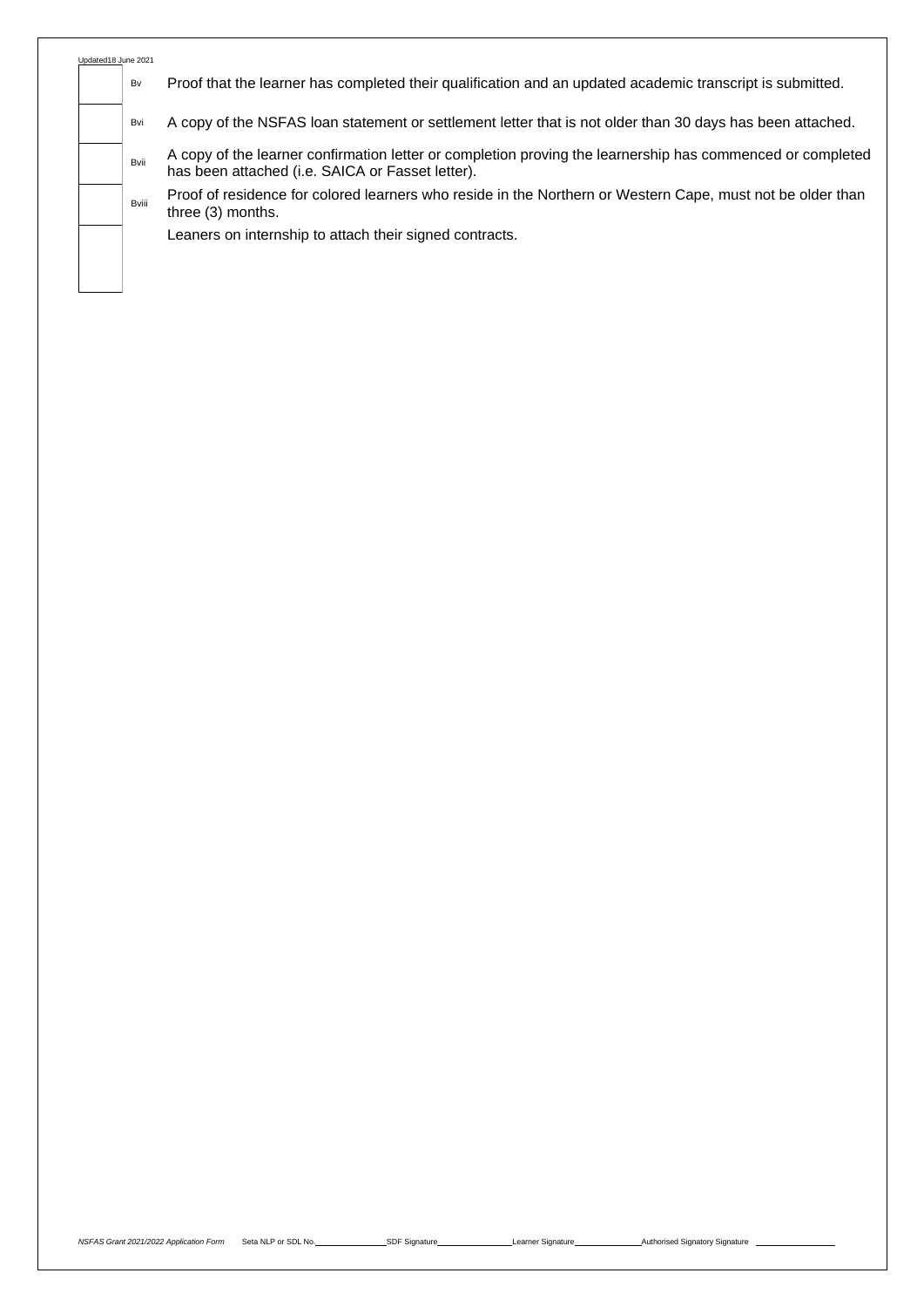| | | |
|---|---|---|
| | Bv | Proof that the learner has completed their qualification and an updated academic transcript is submitted. |
| | Bvi | A copy of the NSFAS loan statement or settlement letter that is not older than 30 days has been attached. |
| | Bvii | A copy of the learner confirmation letter or completion proving the learnership has commenced or completed has been attached (i.e. SAICA or Fasset letter). |
| | Bviii | Proof of residence for colored learners who reside in the Northern or Western Cape, must not be older than three (3) months. |
| | | Leaners on internship to attach their signed contracts. |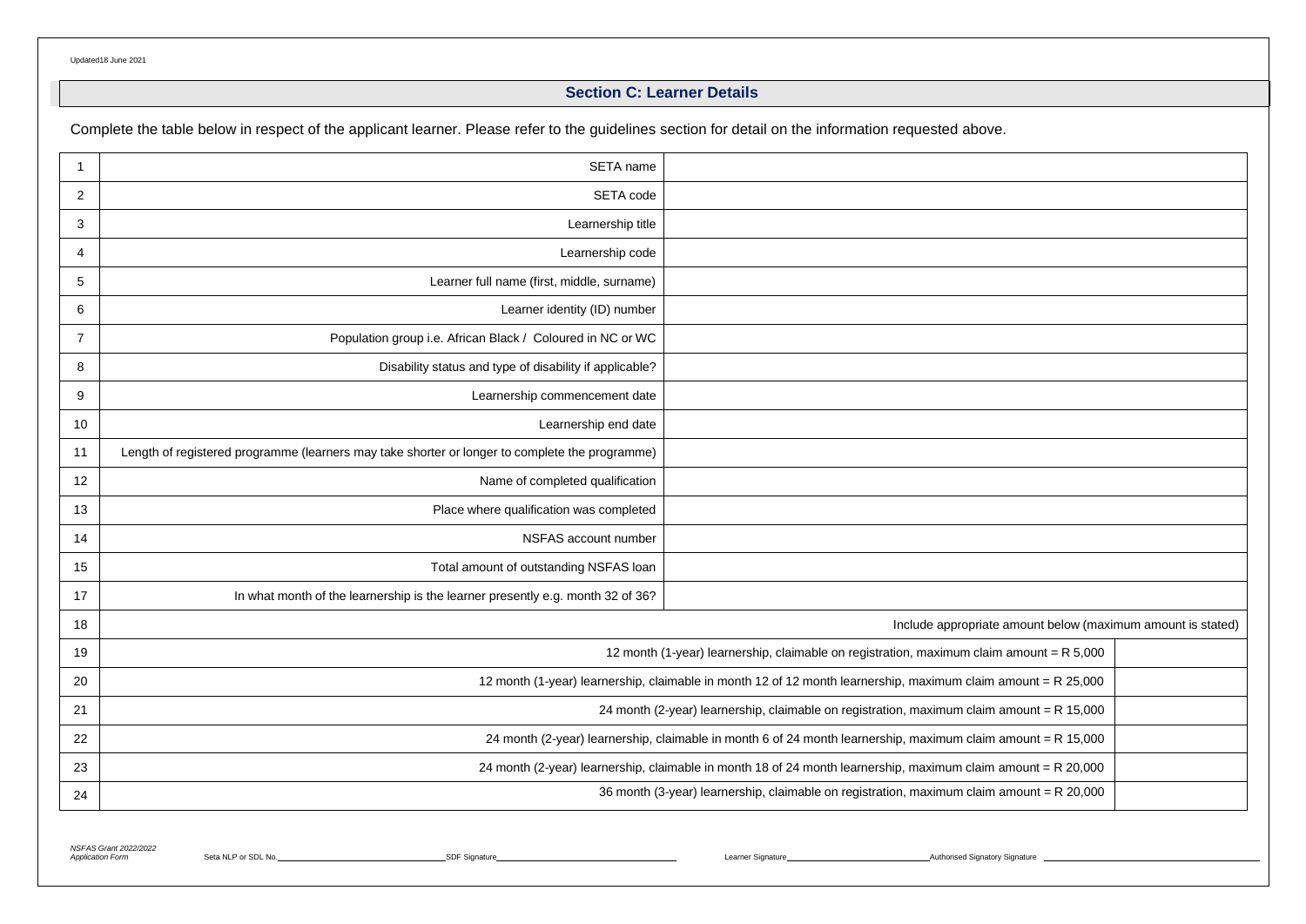## Section C: Learner Details

Complete the table below in respect of the applicant learner. Please refer to the guidelines section for detail on the information requested above.

| | | |
|---|---|---|
| 1 | SETA name | |
| 2 | SETA code | |
| 3 | Learnership title | |
| 4 | Learnership code | |
| 5 | Learner full name (first, middle, surname) | |
| 6 | Learner identity (ID) number | |
| 7 | Population group i.e. African Black / Coloured in NC or WC | |
| 8 | Disability status and type of disability if applicable? | |
| 9 | Learnership commencement date | |
| 10 | Learnership end date | |
| 11 | Length of registered programme (learners may take shorter or longer to complete the programme) | |
| 12 | Name of completed qualification | |
| 13 | Place where qualification was completed | |
| 14 | NSFAS account number | |
| 15 | Total amount of outstanding NSFAS loan | |
| 17 | In what month of the learnership is the learner presently e.g. month 32 of 36? | |
| 18 | Include appropriate amount below (maximum amount is stated) | |
| 19 | 12 month (1-year) learnership, claimable on registration, maximum claim amount = R 5,000 | |
| 20 | 12 month (1-year) learnership, claimable in month 12 of 12 month learnership, maximum claim amount = R 25,000 | |
| 21 | 24 month (2-year) learnership, claimable on registration, maximum claim amount = R 15,000 | |
| 22 | 24 month (2-year) learnership, claimable in month 6 of 24 month learnership, maximum claim amount = R 15,000 | |
| 23 | 24 month (2-year) learnership, claimable in month 18 of 24 month learnership, maximum claim amount = R 20,000 | |
| 24 | 36 month (3-year) learnership, claimable on registration, maximum claim amount = R 20,000 | |

Seta NLP or SDL No.\_\_\_\_\_\_\_\_\_\_ SDF Signature\_\_\_\_\_\_\_\_\_\_ Learner Signature\_\_\_\_\_\_\_\_\_\_ Authorised Signatory Signature\_\_\_\_\_\_\_\_\_\_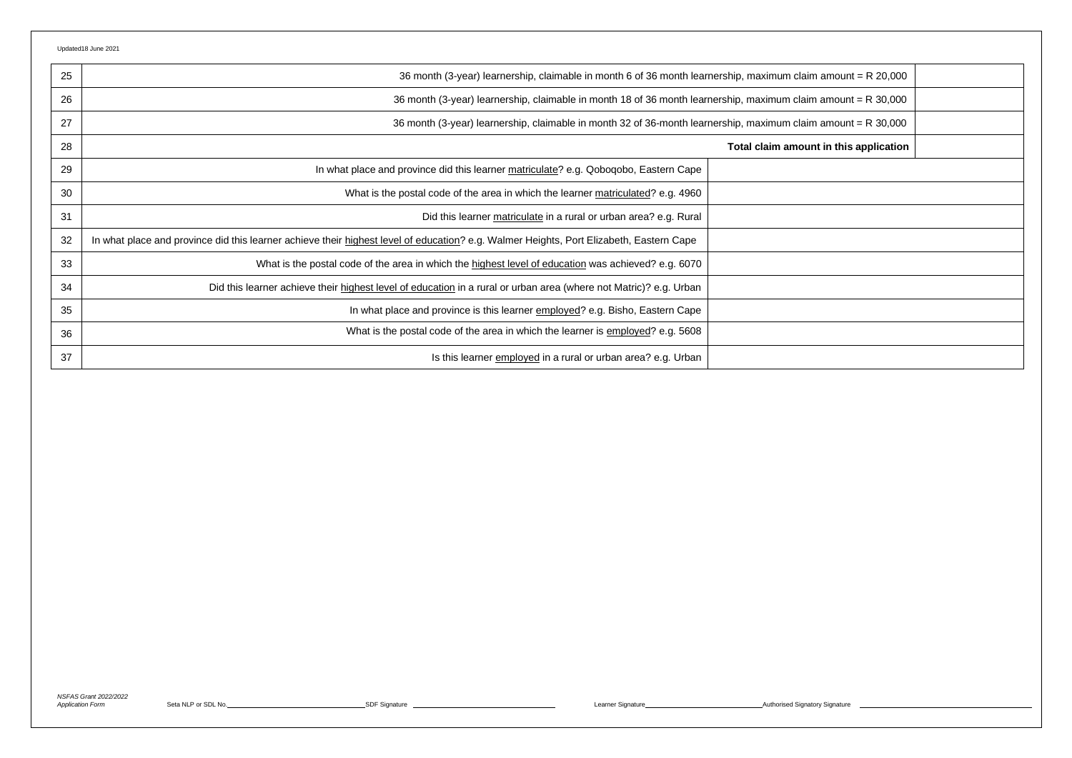| | | |
|---|---|---|
| 25 | 36 month (3-year) learnership, claimable in month 6 of 36 month learnership, maximum claim amount = R 20,000 | |
| 26 | 36 month (3-year) learnership, claimable in month 18 of 36 month learnership, maximum claim amount = R 30,000 | |
| 27 | 36 month (3-year) learnership, claimable in month 32 of 36-month learnership, maximum claim amount = R 30,000 | |
| 28 | **Total claim amount in this application** | |
| 29 | In what place and province did this learner matriculate? e.g. Qoboqobo, Eastern Cape | |
| 30 | What is the postal code of the area in which the learner matriculated? e.g. 4960 | |
| 31 | Did this learner matriculate in a rural or urban area? e.g. Rural | |
| 32 | In what place and province did this learner achieve their highest level of education? e.g. Walmer Heights, Port Elizabeth, Eastern Cape | |
| 33 | What is the postal code of the area in which the highest level of education was achieved? e.g. 6070 | |
| 34 | Did this learner achieve their highest level of education in a rural or urban area (where not Matric)? e.g. Urban | |
| 35 | In what place and province is this learner employed? e.g. Bisho, Eastern Cape | |
| 36 | What is the postal code of the area in which the learner is employed? e.g. 5608 | |
| 37 | Is this learner employed in a rural or urban area? e.g. Urban | |

Seta NLP or SDL No.\_\_\_\_\_\_\_\_\_\_ SDF Signature \_\_\_\_\_\_\_\_\_\_ Learner Signature\_\_\_\_\_\_\_\_\_\_ Authorised Signatory Signature \_\_\_\_\_\_\_\_\_\_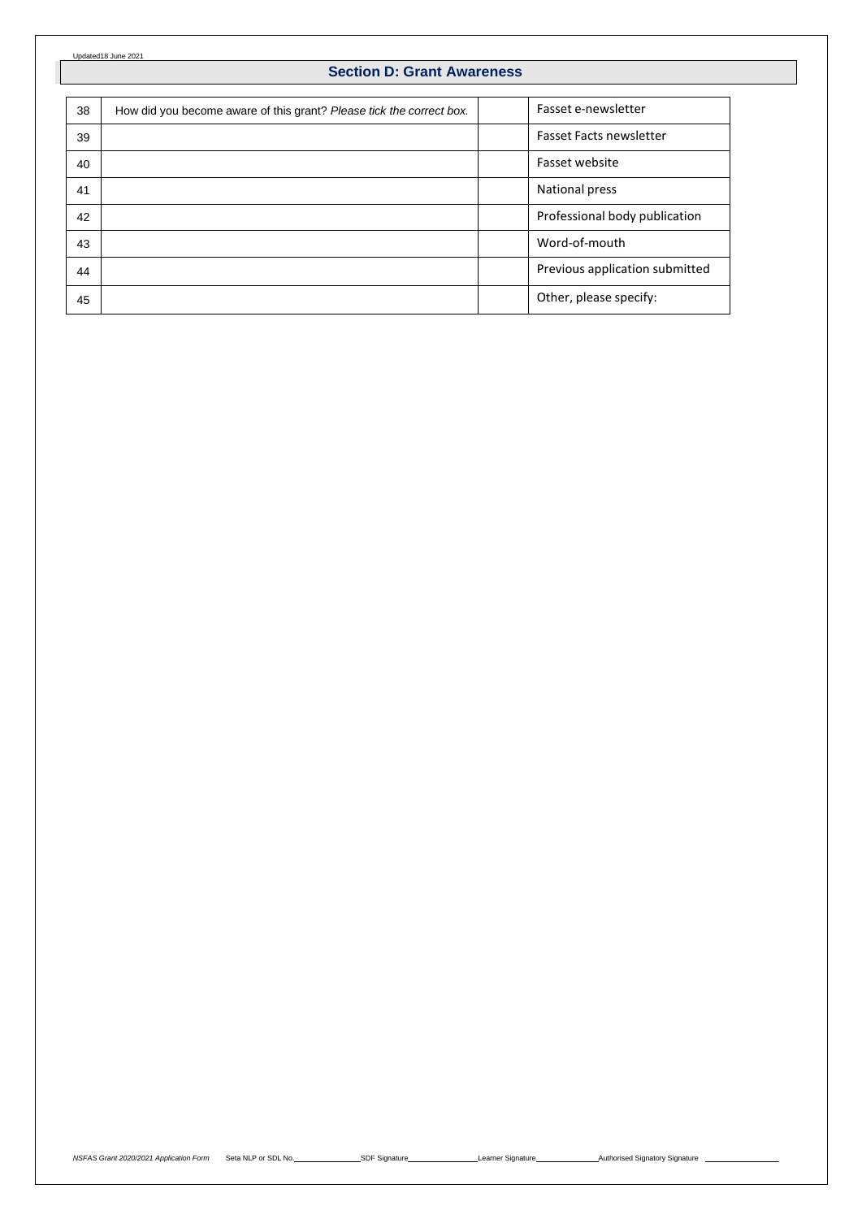## Section D: Grant Awareness

| | | | |
|---|---|---|---|
| 38 | How did you become aware of this grant? *Please tick the correct box.* | | Fasset e-newsletter |
| 39 | | | Fasset Facts newsletter |
| 40 | | | Fasset website |
| 41 | | | National press |
| 42 | | | Professional body publication |
| 43 | | | Word-of-mouth |
| 44 | | | Previous application submitted |
| 45 | | | Other, please specify: |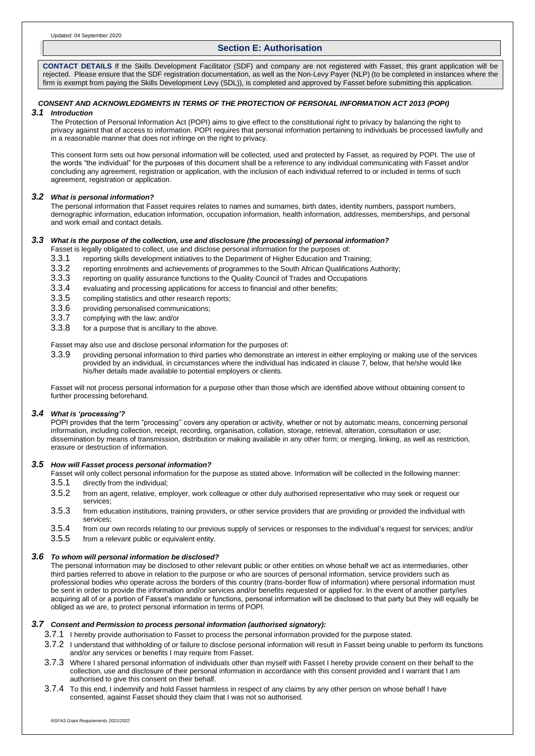## Section E: Authorisation

**CONTACT DETAILS** If the Skills Development Facilitator (SDF) and company are not registered with Fasset, this grant application will be rejected. Please ensure that the SDF registration documentation, as well as the Non-Levy Payer (NLP) (to be completed in instances where the firm is exempt from paying the Skills Development Levy (SDL)), is completed and approved by Fasset before submitting this application.

### *CONSENT AND ACKNOWLEDGMENTS IN TERMS OF THE PROTECTION OF PERSONAL INFORMATION ACT 2013 (POPI)*

#### *3.1 Introduction*

The Protection of Personal Information Act (POPI) aims to give effect to the constitutional right to privacy by balancing the right to privacy against that of access to information. POPI requires that personal information pertaining to individuals be processed lawfully and in a reasonable manner that does not infringe on the right to privacy.

This consent form sets out how personal information will be collected, used and protected by Fasset, as required by POPI. The use of the words "the individual" for the purposes of this document shall be a reference to any individual communicating with Fasset and/or concluding any agreement, registration or application, with the inclusion of each individual referred to or included in terms of such agreement, registration or application.

#### *3.2 What is personal information?*

The personal information that Fasset requires relates to names and surnames, birth dates, identity numbers, passport numbers, demographic information, education information, occupation information, health information, addresses, memberships, and personal and work email and contact details.

#### *3.3 What is the purpose of the collection, use and disclosure (the processing) of personal information?*

Fasset is legally obligated to collect, use and disclose personal information for the purposes of:

- 3.3.1 reporting skills development initiatives to the Department of Higher Education and Training;
- 3.3.2 reporting enrolments and achievements of programmes to the South African Qualifications Authority;
- 3.3.3 reporting on quality assurance functions to the Quality Council of Trades and Occupations
- 3.3.4 evaluating and processing applications for access to financial and other benefits;
- 3.3.5 compiling statistics and other research reports;
- 3.3.6 providing personalised communications;
- 3.3.7 complying with the law; and/or
- 3.3.8 for a purpose that is ancillary to the above.

Fasset may also use and disclose personal information for the purposes of:

- 3.3.9 providing personal information to third parties who demonstrate an interest in either employing or making use of the services provided by an individual, in circumstances where the individual has indicated in clause 7, below, that he/she would like his/her details made available to potential employers or clients.

Fasset will not process personal information for a purpose other than those which are identified above without obtaining consent to further processing beforehand.

#### *3.4 What is 'processing'?*

POPI provides that the term "processing'' covers any operation or activity, whether or not by automatic means, concerning personal information, including collection, receipt, recording, organisation, collation, storage, retrieval, alteration, consultation or use; dissemination by means of transmission, distribution or making available in any other form; or merging, linking, as well as restriction, erasure or destruction of information.

#### *3.5 How will Fasset process personal information?*

Fasset will only collect personal information for the purpose as stated above. Information will be collected in the following manner:

- 3.5.1 directly from the individual;
- 3.5.2 from an agent, relative, employer, work colleague or other duly authorised representative who may seek or request our services;
- 3.5.3 from education institutions, training providers, or other service providers that are providing or provided the individual with services;
- 3.5.4 from our own records relating to our previous supply of services or responses to the individual's request for services; and/or
- 3.5.5 from a relevant public or equivalent entity.

#### *3.6 To whom will personal information be disclosed?*

The personal information may be disclosed to other relevant public or other entities on whose behalf we act as intermediaries, other third parties referred to above in relation to the purpose or who are sources of personal information, service providers such as professional bodies who operate across the borders of this country (trans-border flow of information) where personal information must be sent in order to provide the information and/or services and/or benefits requested or applied for. In the event of another party/ies acquiring all of or a portion of Fasset's mandate or functions, personal information will be disclosed to that party but they will equally be obliged as we are, to protect personal information in terms of POPI.

#### *3.7 Consent and Permission to process personal information (authorised signatory):*

- 3.7.1 I hereby provide authorisation to Fasset to process the personal information provided for the purpose stated.
- 3.7.2 I understand that withholding of or failure to disclose personal information will result in Fasset being unable to perform its functions and/or any services or benefits I may require from Fasset.
- 3.7.3 Where I shared personal information of individuals other than myself with Fasset I hereby provide consent on their behalf to the collection, use and disclosure of their personal information in accordance with this consent provided and I warrant that I am authorised to give this consent on their behalf.
- 3.7.4 To this end, I indemnify and hold Fasset harmless in respect of any claims by any other person on whose behalf I have consented, against Fasset should they claim that I was not so authorised.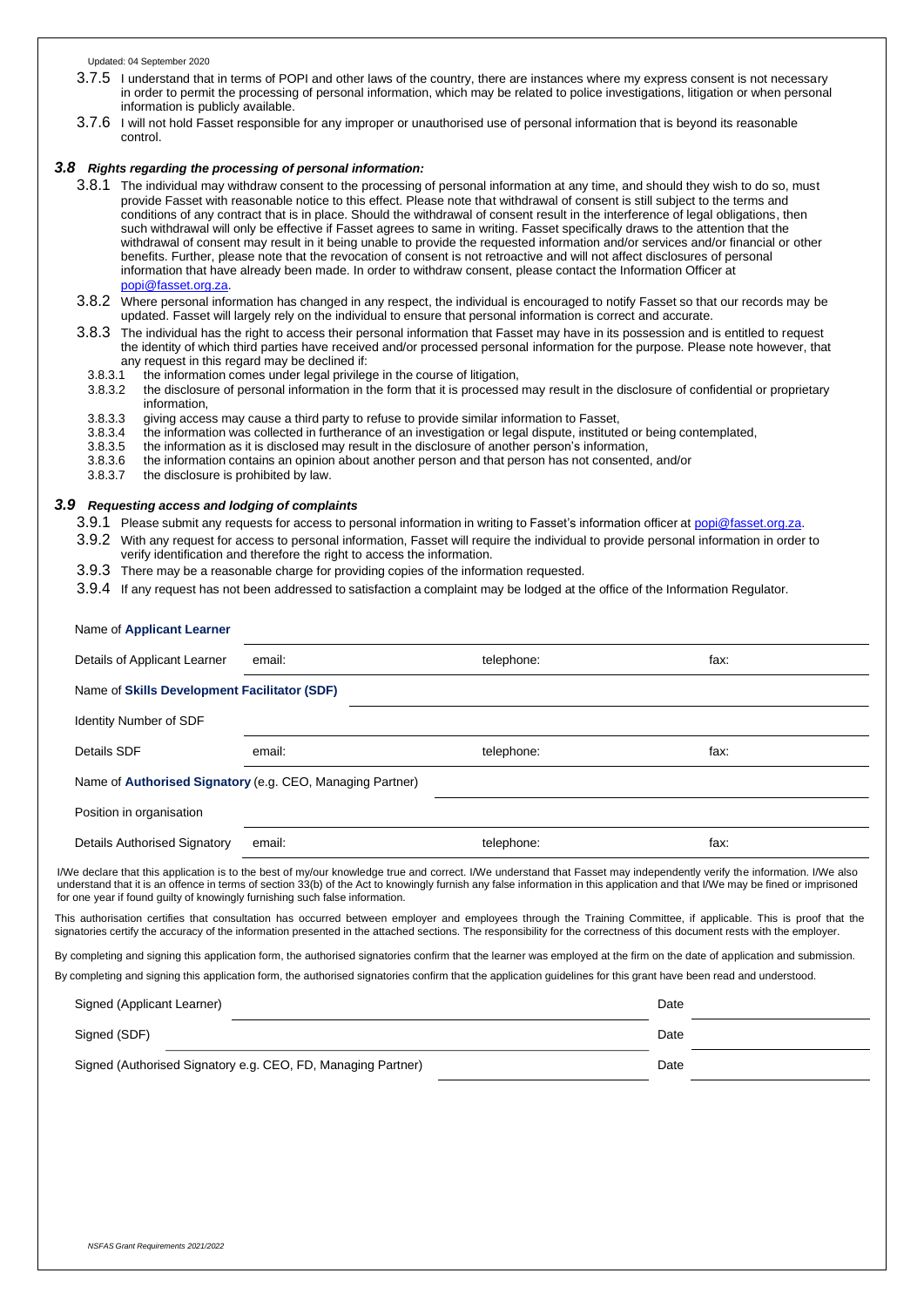3.7.5 I understand that in terms of POPI and other laws of the country, there are instances where my express consent is not necessary in order to permit the processing of personal information, which may be related to police investigations, litigation or when personal information is publicly available.

3.7.6 I will not hold Fasset responsible for any improper or unauthorised use of personal information that is beyond its reasonable control.

### *3.8 Rights regarding the processing of personal information:*

3.8.1 The individual may withdraw consent to the processing of personal information at any time, and should they wish to do so, must provide Fasset with reasonable notice to this effect. Please note that withdrawal of consent is still subject to the terms and conditions of any contract that is in place. Should the withdrawal of consent result in the interference of legal obligations, then such withdrawal will only be effective if Fasset agrees to same in writing. Fasset specifically draws to the attention that the withdrawal of consent may result in it being unable to provide the requested information and/or services and/or financial or other benefits. Further, please note that the revocation of consent is not retroactive and will not affect disclosures of personal information that have already been made. In order to withdraw consent, please contact the Information Officer at popi@fasset.org.za.

3.8.2 Where personal information has changed in any respect, the individual is encouraged to notify Fasset so that our records may be updated. Fasset will largely rely on the individual to ensure that personal information is correct and accurate.

3.8.3 The individual has the right to access their personal information that Fasset may have in its possession and is entitled to request the identity of which third parties have received and/or processed personal information for the purpose. Please note however, that any request in this regard may be declined if:

- 3.8.3.1 the information comes under legal privilege in the course of litigation,
- 3.8.3.2 the disclosure of personal information in the form that it is processed may result in the disclosure of confidential or proprietary information,
- 3.8.3.3 giving access may cause a third party to refuse to provide similar information to Fasset,
- 3.8.3.4 the information was collected in furtherance of an investigation or legal dispute, instituted or being contemplated,
- 3.8.3.5 the information as it is disclosed may result in the disclosure of another person's information,
- 3.8.3.6 the information contains an opinion about another person and that person has not consented, and/or
- 3.8.3.7 the disclosure is prohibited by law.

### *3.9 Requesting access and lodging of complaints*

3.9.1 Please submit any requests for access to personal information in writing to Fasset's information officer at popi@fasset.org.za.

3.9.2 With any request for access to personal information, Fasset will require the individual to provide personal information in order to verify identification and therefore the right to access the information.

3.9.3 There may be a reasonable charge for providing copies of the information requested.

3.9.4 If any request has not been addressed to satisfaction a complaint may be lodged at the office of the Information Regulator.

| | | | |
|---|---|---|---|
| Name of **Applicant Learner** | | | |
| Details of Applicant Learner | email: | telephone: | fax: |
| Name of **Skills Development Facilitator (SDF)** | | | |
| Identity Number of SDF | | | |
| Details SDF | email: | telephone: | fax: |
| Name of **Authorised Signatory** (e.g. CEO, Managing Partner) | | | |
| Position in organisation | | | |
| Details Authorised Signatory | email: | telephone: | fax: |

I/We declare that this application is to the best of my/our knowledge true and correct. I/We understand that Fasset may independently verify the information. I/We also understand that it is an offence in terms of section 33(b) of the Act to knowingly furnish any false information in this application and that I/We may be fined or imprisoned for one year if found guilty of knowingly furnishing such false information.

This authorisation certifies that consultation has occurred between employer and employees through the Training Committee, if applicable. This is proof that the signatories certify the accuracy of the information presented in the attached sections. The responsibility for the correctness of this document rests with the employer.

By completing and signing this application form, the authorised signatories confirm that the learner was employed at the firm on the date of application and submission.

By completing and signing this application form, the authorised signatories confirm that the application guidelines for this grant have been read and understood.

| | | | |
|---|---|---|---|
| Signed (Applicant Learner) | | Date | |
| Signed (SDF) | | Date | |
| Signed (Authorised Signatory e.g. CEO, FD, Managing Partner) | | Date | |